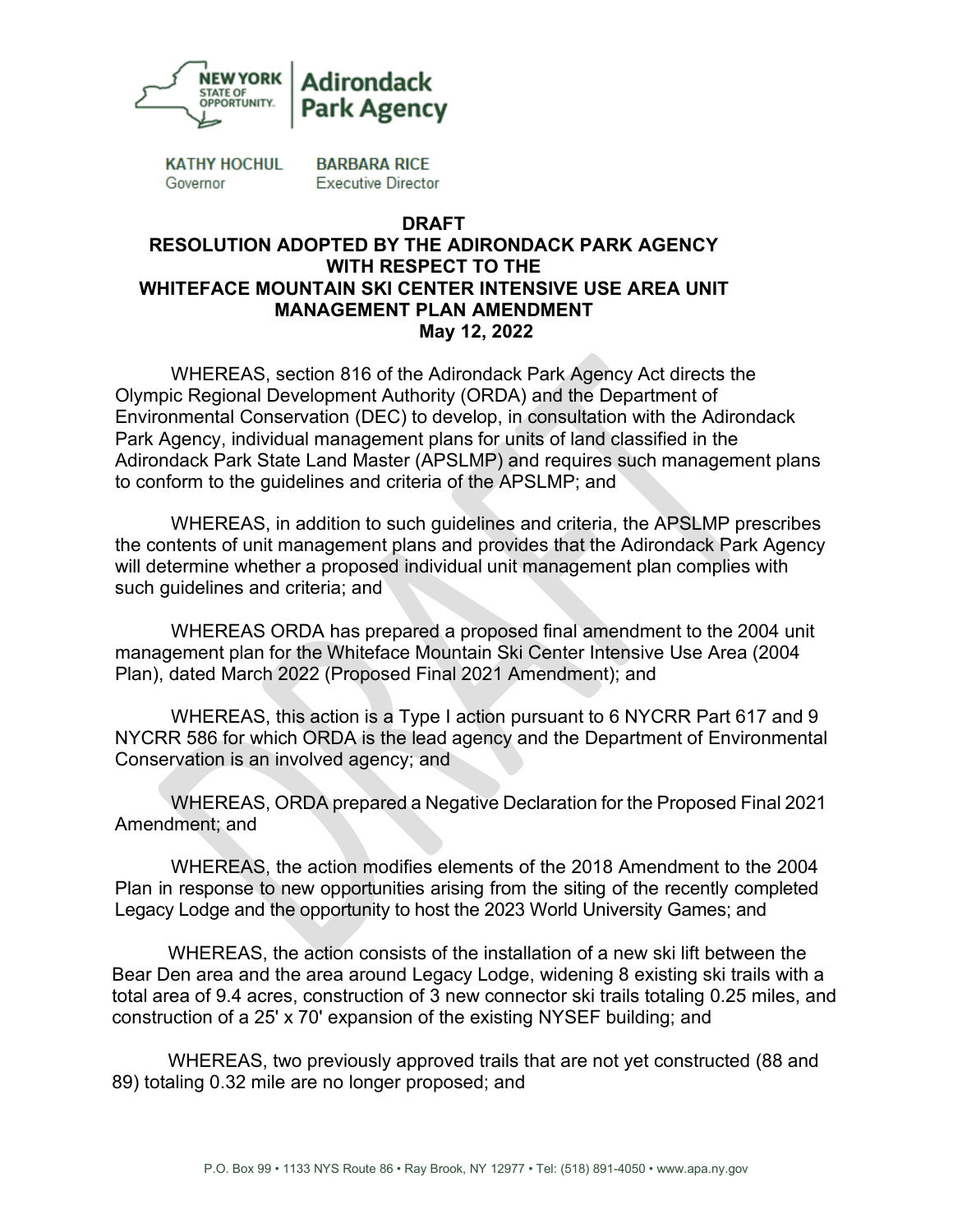NEW YORK STATE OF OPPORTUNITY. | Adirondack Park Agency

KATHY HOCHUL
Governor

BARBARA RICE
Executive Director

**DRAFT**
**RESOLUTION ADOPTED BY THE ADIRONDACK PARK AGENCY WITH RESPECT TO THE WHITEFACE MOUNTAIN SKI CENTER INTENSIVE USE AREA UNIT MANAGEMENT PLAN AMENDMENT**
**May 12, 2022**

WHEREAS, section 816 of the Adirondack Park Agency Act directs the Olympic Regional Development Authority (ORDA) and the Department of Environmental Conservation (DEC) to develop, in consultation with the Adirondack Park Agency, individual management plans for units of land classified in the Adirondack Park State Land Master (APSLMP) and requires such management plans to conform to the guidelines and criteria of the APSLMP; and

WHEREAS, in addition to such guidelines and criteria, the APSLMP prescribes the contents of unit management plans and provides that the Adirondack Park Agency will determine whether a proposed individual unit management plan complies with such guidelines and criteria; and

WHEREAS ORDA has prepared a proposed final amendment to the 2004 unit management plan for the Whiteface Mountain Ski Center Intensive Use Area (2004 Plan), dated March 2022 (Proposed Final 2021 Amendment); and

WHEREAS, this action is a Type I action pursuant to 6 NYCRR Part 617 and 9 NYCRR 586 for which ORDA is the lead agency and the Department of Environmental Conservation is an involved agency; and

WHEREAS, ORDA prepared a Negative Declaration for the Proposed Final 2021 Amendment; and

WHEREAS, the action modifies elements of the 2018 Amendment to the 2004 Plan in response to new opportunities arising from the siting of the recently completed Legacy Lodge and the opportunity to host the 2023 World University Games; and

WHEREAS, the action consists of the installation of a new ski lift between the Bear Den area and the area around Legacy Lodge, widening 8 existing ski trails with a total area of 9.4 acres, construction of 3 new connector ski trails totaling 0.25 miles, and construction of a 25' x 70' expansion of the existing NYSEF building; and

WHEREAS, two previously approved trails that are not yet constructed (88 and 89) totaling 0.32 mile are no longer proposed; and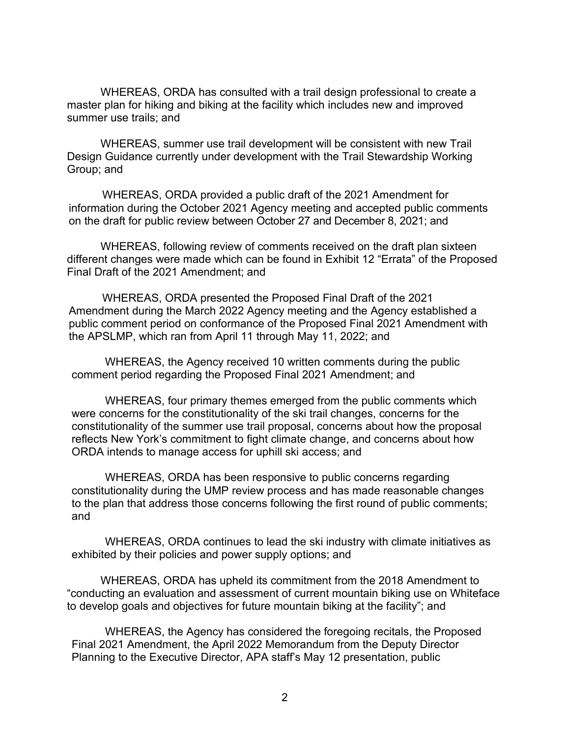WHEREAS, ORDA has consulted with a trail design professional to create a master plan for hiking and biking at the facility which includes new and improved summer use trails; and

WHEREAS, summer use trail development will be consistent with new Trail Design Guidance currently under development with the Trail Stewardship Working Group; and

WHEREAS, ORDA provided a public draft of the 2021 Amendment for information during the October 2021 Agency meeting and accepted public comments on the draft for public review between October 27 and December 8, 2021; and

WHEREAS, following review of comments received on the draft plan sixteen different changes were made which can be found in Exhibit 12 "Errata" of the Proposed Final Draft of the 2021 Amendment; and

WHEREAS, ORDA presented the Proposed Final Draft of the 2021 Amendment during the March 2022 Agency meeting and the Agency established a public comment period on conformance of the Proposed Final 2021 Amendment with the APSLMP, which ran from April 11 through May 11, 2022; and

WHEREAS, the Agency received 10 written comments during the public comment period regarding the Proposed Final 2021 Amendment; and

WHEREAS, four primary themes emerged from the public comments which were concerns for the constitutionality of the ski trail changes, concerns for the constitutionality of the summer use trail proposal, concerns about how the proposal reflects New York's commitment to fight climate change, and concerns about how ORDA intends to manage access for uphill ski access; and

WHEREAS, ORDA has been responsive to public concerns regarding constitutionality during the UMP review process and has made reasonable changes to the plan that address those concerns following the first round of public comments; and

WHEREAS, ORDA continues to lead the ski industry with climate initiatives as exhibited by their policies and power supply options; and

WHEREAS, ORDA has upheld its commitment from the 2018 Amendment to "conducting an evaluation and assessment of current mountain biking use on Whiteface to develop goals and objectives for future mountain biking at the facility"; and

WHEREAS, the Agency has considered the foregoing recitals, the Proposed Final 2021 Amendment, the April 2022 Memorandum from the Deputy Director Planning to the Executive Director, APA staff's May 12 presentation, public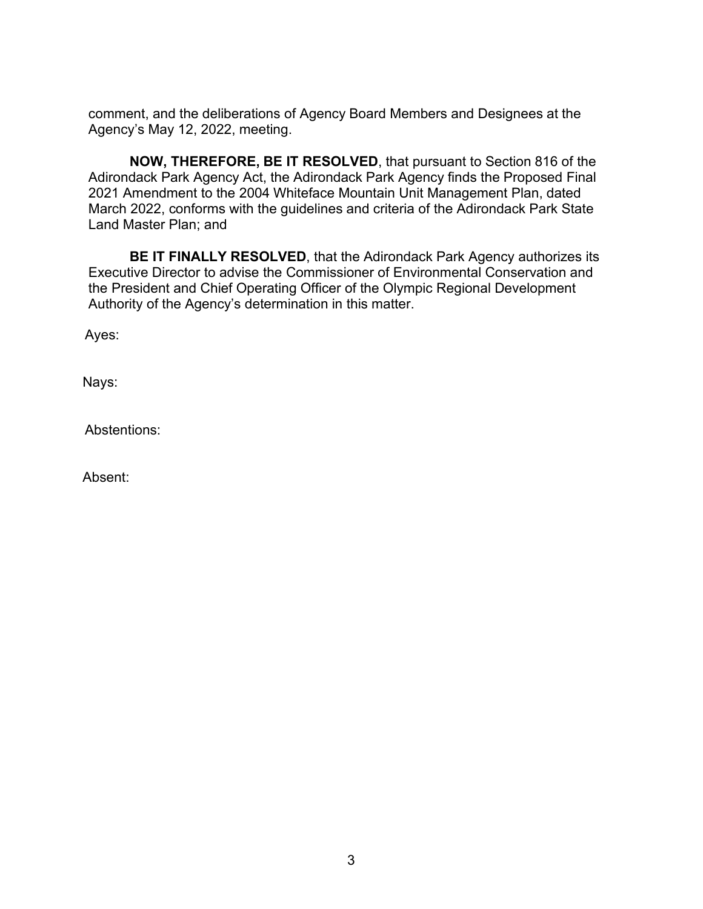comment, and the deliberations of Agency Board Members and Designees at the Agency's May 12, 2022, meeting.

**NOW, THEREFORE, BE IT RESOLVED**, that pursuant to Section 816 of the Adirondack Park Agency Act, the Adirondack Park Agency finds the Proposed Final 2021 Amendment to the 2004 Whiteface Mountain Unit Management Plan, dated March 2022, conforms with the guidelines and criteria of the Adirondack Park State Land Master Plan; and

**BE IT FINALLY RESOLVED**, that the Adirondack Park Agency authorizes its Executive Director to advise the Commissioner of Environmental Conservation and the President and Chief Operating Officer of the Olympic Regional Development Authority of the Agency's determination in this matter.

Ayes:

Nays:

Abstentions:

Absent: